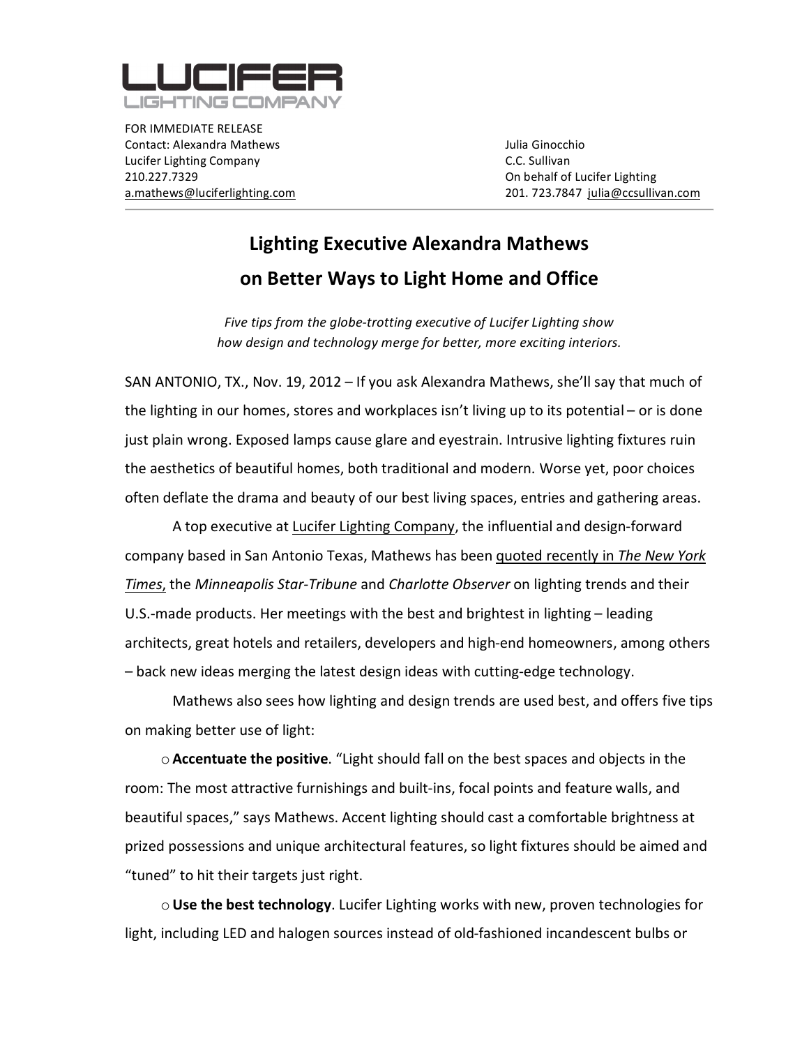**LUCIFER**
LIGHTING COMPANY

FOR IMMEDIATE RELEASE
Contact: Alexandra Mathews
Lucifer Lighting Company
210.227.7329
a.mathews@luciferlighting.com

Julia Ginocchio
C.C. Sullivan
On behalf of Lucifer Lighting
201. 723.7847 julia@ccsullivan.com

# Lighting Executive Alexandra Mathews on Better Ways to Light Home and Office

*Five tips from the globe-trotting executive of Lucifer Lighting show how design and technology merge for better, more exciting interiors.*

SAN ANTONIO, TX., Nov. 19, 2012 – If you ask Alexandra Mathews, she'll say that much of the lighting in our homes, stores and workplaces isn't living up to its potential – or is done just plain wrong. Exposed lamps cause glare and eyestrain. Intrusive lighting fixtures ruin the aesthetics of beautiful homes, both traditional and modern. Worse yet, poor choices often deflate the drama and beauty of our best living spaces, entries and gathering areas.

A top executive at Lucifer Lighting Company, the influential and design-forward company based in San Antonio Texas, Mathews has been quoted recently in *The New York Times*, the *Minneapolis Star-Tribune* and *Charlotte Observer* on lighting trends and their U.S.-made products. Her meetings with the best and brightest in lighting – leading architects, great hotels and retailers, developers and high-end homeowners, among others – back new ideas merging the latest design ideas with cutting-edge technology.

Mathews also sees how lighting and design trends are used best, and offers five tips on making better use of light:

- **Accentuate the positive**. "Light should fall on the best spaces and objects in the room: The most attractive furnishings and built-ins, focal points and feature walls, and beautiful spaces," says Mathews. Accent lighting should cast a comfortable brightness at prized possessions and unique architectural features, so light fixtures should be aimed and "tuned" to hit their targets just right.
- **Use the best technology**. Lucifer Lighting works with new, proven technologies for light, including LED and halogen sources instead of old-fashioned incandescent bulbs or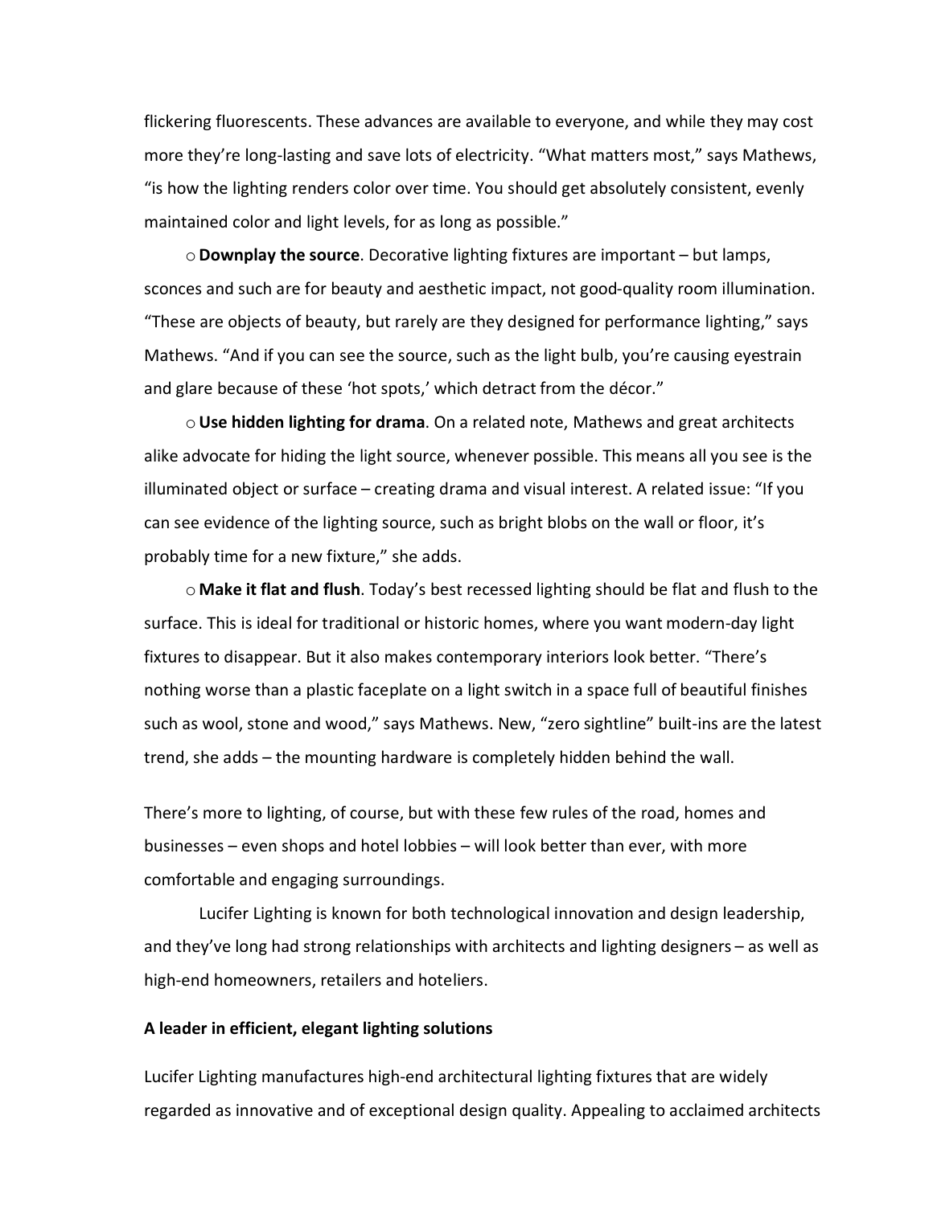flickering fluorescents. These advances are available to everyone, and while they may cost more they're long-lasting and save lots of electricity. "What matters most," says Mathews, "is how the lighting renders color over time. You should get absolutely consistent, evenly maintained color and light levels, for as long as possible."

- **Downplay the source**. Decorative lighting fixtures are important – but lamps, sconces and such are for beauty and aesthetic impact, not good-quality room illumination. "These are objects of beauty, but rarely are they designed for performance lighting," says Mathews. "And if you can see the source, such as the light bulb, you're causing eyestrain and glare because of these 'hot spots,' which detract from the décor."

- **Use hidden lighting for drama**. On a related note, Mathews and great architects alike advocate for hiding the light source, whenever possible. This means all you see is the illuminated object or surface – creating drama and visual interest. A related issue: "If you can see evidence of the lighting source, such as bright blobs on the wall or floor, it's probably time for a new fixture," she adds.

- **Make it flat and flush**. Today's best recessed lighting should be flat and flush to the surface. This is ideal for traditional or historic homes, where you want modern-day light fixtures to disappear. But it also makes contemporary interiors look better. "There's nothing worse than a plastic faceplate on a light switch in a space full of beautiful finishes such as wool, stone and wood," says Mathews. New, "zero sightline" built-ins are the latest trend, she adds – the mounting hardware is completely hidden behind the wall.

There's more to lighting, of course, but with these few rules of the road, homes and businesses – even shops and hotel lobbies – will look better than ever, with more comfortable and engaging surroundings.

Lucifer Lighting is known for both technological innovation and design leadership, and they've long had strong relationships with architects and lighting designers – as well as high-end homeowners, retailers and hoteliers.

**A leader in efficient, elegant lighting solutions**

Lucifer Lighting manufactures high-end architectural lighting fixtures that are widely regarded as innovative and of exceptional design quality. Appealing to acclaimed architects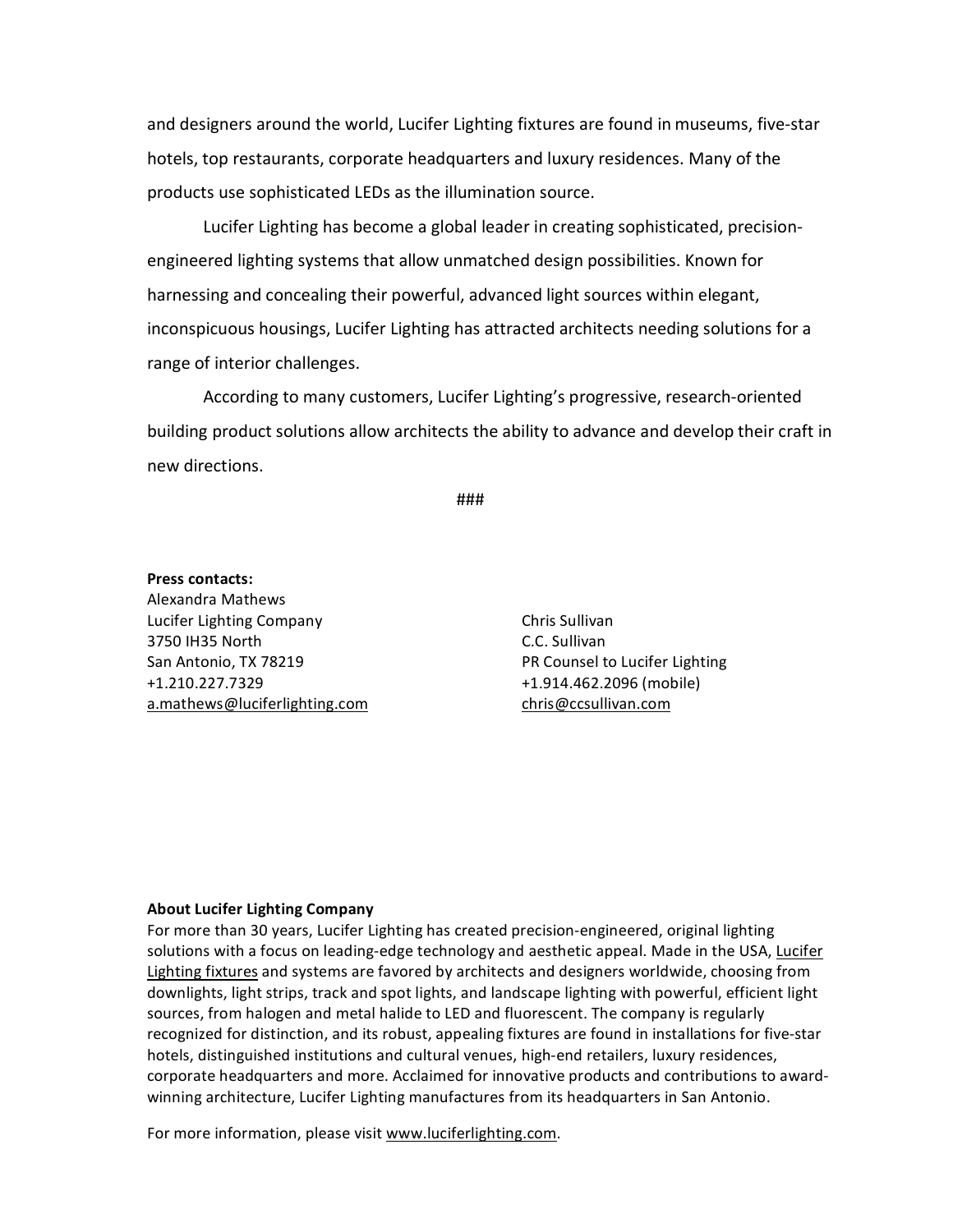and designers around the world, Lucifer Lighting fixtures are found in museums, five-star hotels, top restaurants, corporate headquarters and luxury residences. Many of the products use sophisticated LEDs as the illumination source.

Lucifer Lighting has become a global leader in creating sophisticated, precision-engineered lighting systems that allow unmatched design possibilities. Known for harnessing and concealing their powerful, advanced light sources within elegant, inconspicuous housings, Lucifer Lighting has attracted architects needing solutions for a range of interior challenges.

According to many customers, Lucifer Lighting's progressive, research-oriented building product solutions allow architects the ability to advance and develop their craft in new directions.

###

**Press contacts:**

Alexandra Mathews
Lucifer Lighting Company
3750 IH35 North
San Antonio, TX 78219
+1.210.227.7329
a.mathews@luciferlighting.com

Chris Sullivan
C.C. Sullivan
PR Counsel to Lucifer Lighting
+1.914.462.2096 (mobile)
chris@ccsullivan.com

**About Lucifer Lighting Company**

For more than 30 years, Lucifer Lighting has created precision-engineered, original lighting solutions with a focus on leading-edge technology and aesthetic appeal. Made in the USA, Lucifer Lighting fixtures and systems are favored by architects and designers worldwide, choosing from downlights, light strips, track and spot lights, and landscape lighting with powerful, efficient light sources, from halogen and metal halide to LED and fluorescent. The company is regularly recognized for distinction, and its robust, appealing fixtures are found in installations for five-star hotels, distinguished institutions and cultural venues, high-end retailers, luxury residences, corporate headquarters and more. Acclaimed for innovative products and contributions to award-winning architecture, Lucifer Lighting manufactures from its headquarters in San Antonio.

For more information, please visit www.luciferlighting.com.